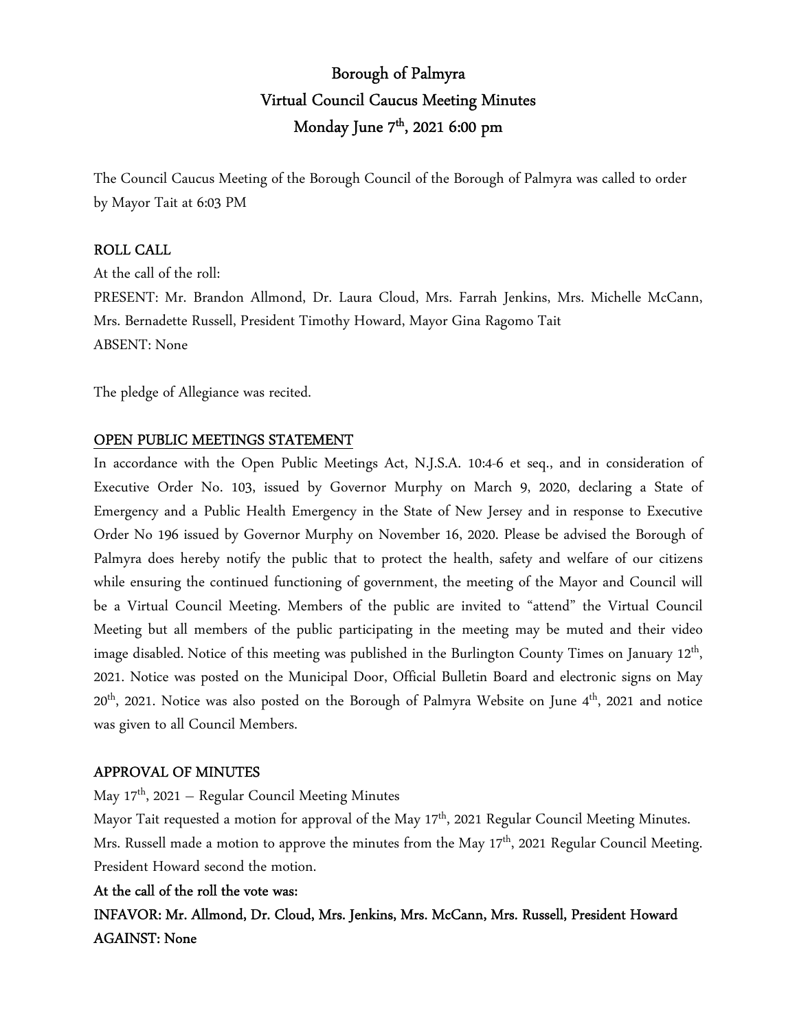# Borough of Palmyra
## Virtual Council Caucus Meeting Minutes
## Monday June 7th, 2021 6:00 pm

The Council Caucus Meeting of the Borough Council of the Borough of Palmyra was called to order by Mayor Tait at 6:03 PM

### ROLL CALL

At the call of the roll:

PRESENT: Mr. Brandon Allmond, Dr. Laura Cloud, Mrs. Farrah Jenkins, Mrs. Michelle McCann, Mrs. Bernadette Russell, President Timothy Howard, Mayor Gina Ragomo Tait

ABSENT: None

The pledge of Allegiance was recited.

### OPEN PUBLIC MEETINGS STATEMENT

In accordance with the Open Public Meetings Act, N.J.S.A. 10:4-6 et seq., and in consideration of Executive Order No. 103, issued by Governor Murphy on March 9, 2020, declaring a State of Emergency and a Public Health Emergency in the State of New Jersey and in response to Executive Order No 196 issued by Governor Murphy on November 16, 2020. Please be advised the Borough of Palmyra does hereby notify the public that to protect the health, safety and welfare of our citizens while ensuring the continued functioning of government, the meeting of the Mayor and Council will be a Virtual Council Meeting. Members of the public are invited to "attend" the Virtual Council Meeting but all members of the public participating in the meeting may be muted and their video image disabled. Notice of this meeting was published in the Burlington County Times on January 12th, 2021. Notice was posted on the Municipal Door, Official Bulletin Board and electronic signs on May 20th, 2021. Notice was also posted on the Borough of Palmyra Website on June 4th, 2021 and notice was given to all Council Members.

### APPROVAL OF MINUTES

May 17th, 2021 – Regular Council Meeting Minutes

Mayor Tait requested a motion for approval of the May 17th, 2021 Regular Council Meeting Minutes. Mrs. Russell made a motion to approve the minutes from the May 17th, 2021 Regular Council Meeting. President Howard second the motion.

**At the call of the roll the vote was:**

**INFAVOR: Mr. Allmond, Dr. Cloud, Mrs. Jenkins, Mrs. McCann, Mrs. Russell, President Howard**

**AGAINST: None**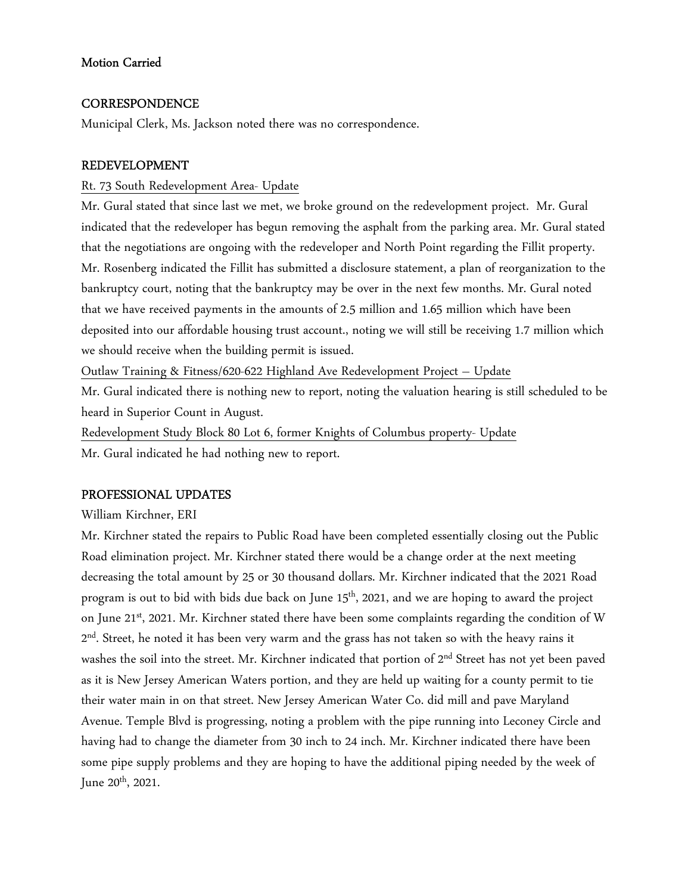**Motion Carried**

## CORRESPONDENCE

Municipal Clerk, Ms. Jackson noted there was no correspondence.

## REDEVELOPMENT

Rt. 73 South Redevelopment Area- Update

Mr. Gural stated that since last we met, we broke ground on the redevelopment project. Mr. Gural indicated that the redeveloper has begun removing the asphalt from the parking area. Mr. Gural stated that the negotiations are ongoing with the redeveloper and North Point regarding the Fillit property. Mr. Rosenberg indicated the Fillit has submitted a disclosure statement, a plan of reorganization to the bankruptcy court, noting that the bankruptcy may be over in the next few months. Mr. Gural noted that we have received payments in the amounts of 2.5 million and 1.65 million which have been deposited into our affordable housing trust account., noting we will still be receiving 1.7 million which we should receive when the building permit is issued.

Outlaw Training & Fitness/620-622 Highland Ave Redevelopment Project – Update

Mr. Gural indicated there is nothing new to report, noting the valuation hearing is still scheduled to be heard in Superior Count in August.

Redevelopment Study Block 80 Lot 6, former Knights of Columbus property- Update

Mr. Gural indicated he had nothing new to report.

## PROFESSIONAL UPDATES

William Kirchner, ERI

Mr. Kirchner stated the repairs to Public Road have been completed essentially closing out the Public Road elimination project. Mr. Kirchner stated there would be a change order at the next meeting decreasing the total amount by 25 or 30 thousand dollars. Mr. Kirchner indicated that the 2021 Road program is out to bid with bids due back on June 15th, 2021, and we are hoping to award the project on June 21st, 2021. Mr. Kirchner stated there have been some complaints regarding the condition of W 2nd. Street, he noted it has been very warm and the grass has not taken so with the heavy rains it washes the soil into the street. Mr. Kirchner indicated that portion of 2nd Street has not yet been paved as it is New Jersey American Waters portion, and they are held up waiting for a county permit to tie their water main in on that street. New Jersey American Water Co. did mill and pave Maryland Avenue. Temple Blvd is progressing, noting a problem with the pipe running into Leconey Circle and having had to change the diameter from 30 inch to 24 inch. Mr. Kirchner indicated there have been some pipe supply problems and they are hoping to have the additional piping needed by the week of June 20th, 2021.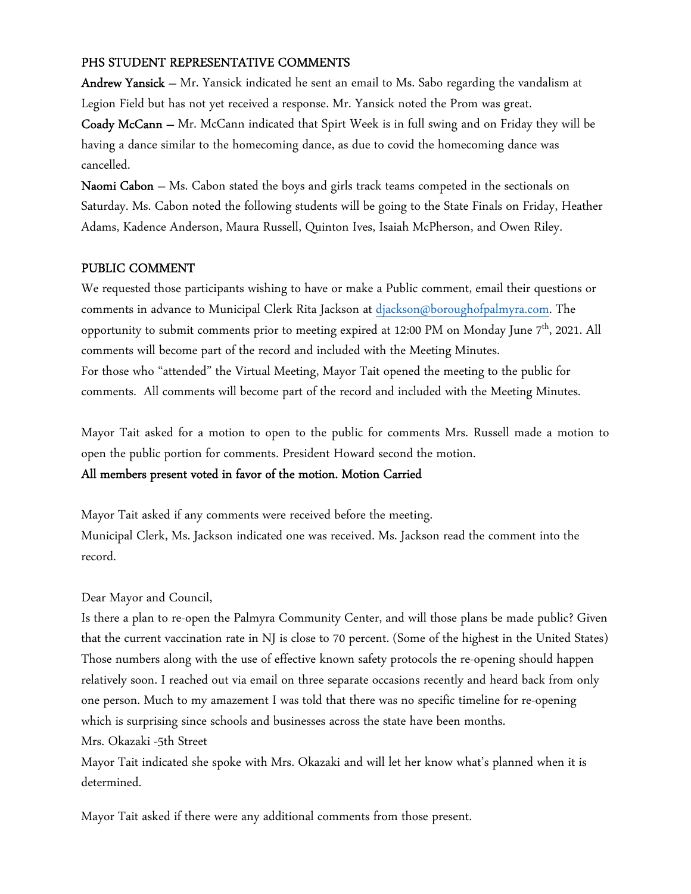## PHS STUDENT REPRESENTATIVE COMMENTS

**Andrew Yansick** – Mr. Yansick indicated he sent an email to Ms. Sabo regarding the vandalism at Legion Field but has not yet received a response. Mr. Yansick noted the Prom was great.

**Coady McCann** – Mr. McCann indicated that Spirt Week is in full swing and on Friday they will be having a dance similar to the homecoming dance, as due to covid the homecoming dance was cancelled.

**Naomi Cabon** – Ms. Cabon stated the boys and girls track teams competed in the sectionals on Saturday. Ms. Cabon noted the following students will be going to the State Finals on Friday, Heather Adams, Kadence Anderson, Maura Russell, Quinton Ives, Isaiah McPherson, and Owen Riley.

## PUBLIC COMMENT

We requested those participants wishing to have or make a Public comment, email their questions or comments in advance to Municipal Clerk Rita Jackson at djackson@boroughofpalmyra.com. The opportunity to submit comments prior to meeting expired at 12:00 PM on Monday June 7th, 2021. All comments will become part of the record and included with the Meeting Minutes.
For those who "attended" the Virtual Meeting, Mayor Tait opened the meeting to the public for comments. All comments will become part of the record and included with the Meeting Minutes.

Mayor Tait asked for a motion to open to the public for comments Mrs. Russell made a motion to open the public portion for comments. President Howard second the motion.
**All members present voted in favor of the motion. Motion Carried**

Mayor Tait asked if any comments were received before the meeting.
Municipal Clerk, Ms. Jackson indicated one was received. Ms. Jackson read the comment into the record.

Dear Mayor and Council,
Is there a plan to re-open the Palmyra Community Center, and will those plans be made public? Given that the current vaccination rate in NJ is close to 70 percent. (Some of the highest in the United States) Those numbers along with the use of effective known safety protocols the re-opening should happen relatively soon. I reached out via email on three separate occasions recently and heard back from only one person. Much to my amazement I was told that there was no specific timeline for re-opening which is surprising since schools and businesses across the state have been months.
Mrs. Okazaki -5th Street
Mayor Tait indicated she spoke with Mrs. Okazaki and will let her know what's planned when it is determined.

Mayor Tait asked if there were any additional comments from those present.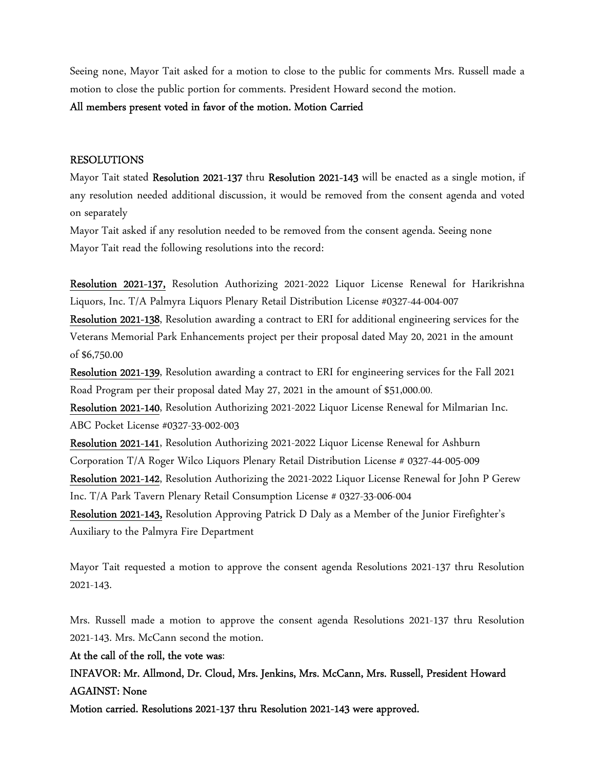Seeing none, Mayor Tait asked for a motion to close to the public for comments Mrs. Russell made a motion to close the public portion for comments. President Howard second the motion.

**All members present voted in favor of the motion. Motion Carried**

## RESOLUTIONS

Mayor Tait stated **Resolution 2021-137** thru **Resolution 2021-143** will be enacted as a single motion, if any resolution needed additional discussion, it would be removed from the consent agenda and voted on separately

Mayor Tait asked if any resolution needed to be removed from the consent agenda. Seeing none Mayor Tait read the following resolutions into the record:

**Resolution 2021-137,** Resolution Authorizing 2021-2022 Liquor License Renewal for Harikrishna Liquors, Inc. T/A Palmyra Liquors Plenary Retail Distribution License #0327-44-004-007

**Resolution 2021-138**, Resolution awarding a contract to ERI for additional engineering services for the Veterans Memorial Park Enhancements project per their proposal dated May 20, 2021 in the amount of $6,750.00

**Resolution 2021-139**, Resolution awarding a contract to ERI for engineering services for the Fall 2021 Road Program per their proposal dated May 27, 2021 in the amount of $51,000.00.

**Resolution 2021-140**, Resolution Authorizing 2021-2022 Liquor License Renewal for Milmarian Inc. ABC Pocket License #0327-33-002-003

**Resolution 2021-141**, Resolution Authorizing 2021-2022 Liquor License Renewal for Ashburn Corporation T/A Roger Wilco Liquors Plenary Retail Distribution License # 0327-44-005-009

**Resolution 2021-142**, Resolution Authorizing the 2021-2022 Liquor License Renewal for John P Gerew Inc. T/A Park Tavern Plenary Retail Consumption License # 0327-33-006-004

**Resolution 2021-143,** Resolution Approving Patrick D Daly as a Member of the Junior Firefighter's Auxiliary to the Palmyra Fire Department

Mayor Tait requested a motion to approve the consent agenda Resolutions 2021-137 thru Resolution 2021-143.

Mrs. Russell made a motion to approve the consent agenda Resolutions 2021-137 thru Resolution 2021-143. Mrs. McCann second the motion.

**At the call of the roll, the vote was**:

**INFAVOR: Mr. Allmond, Dr. Cloud, Mrs. Jenkins, Mrs. McCann, Mrs. Russell, President Howard**

**AGAINST: None**

**Motion carried. Resolutions 2021-137 thru Resolution 2021-143 were approved.**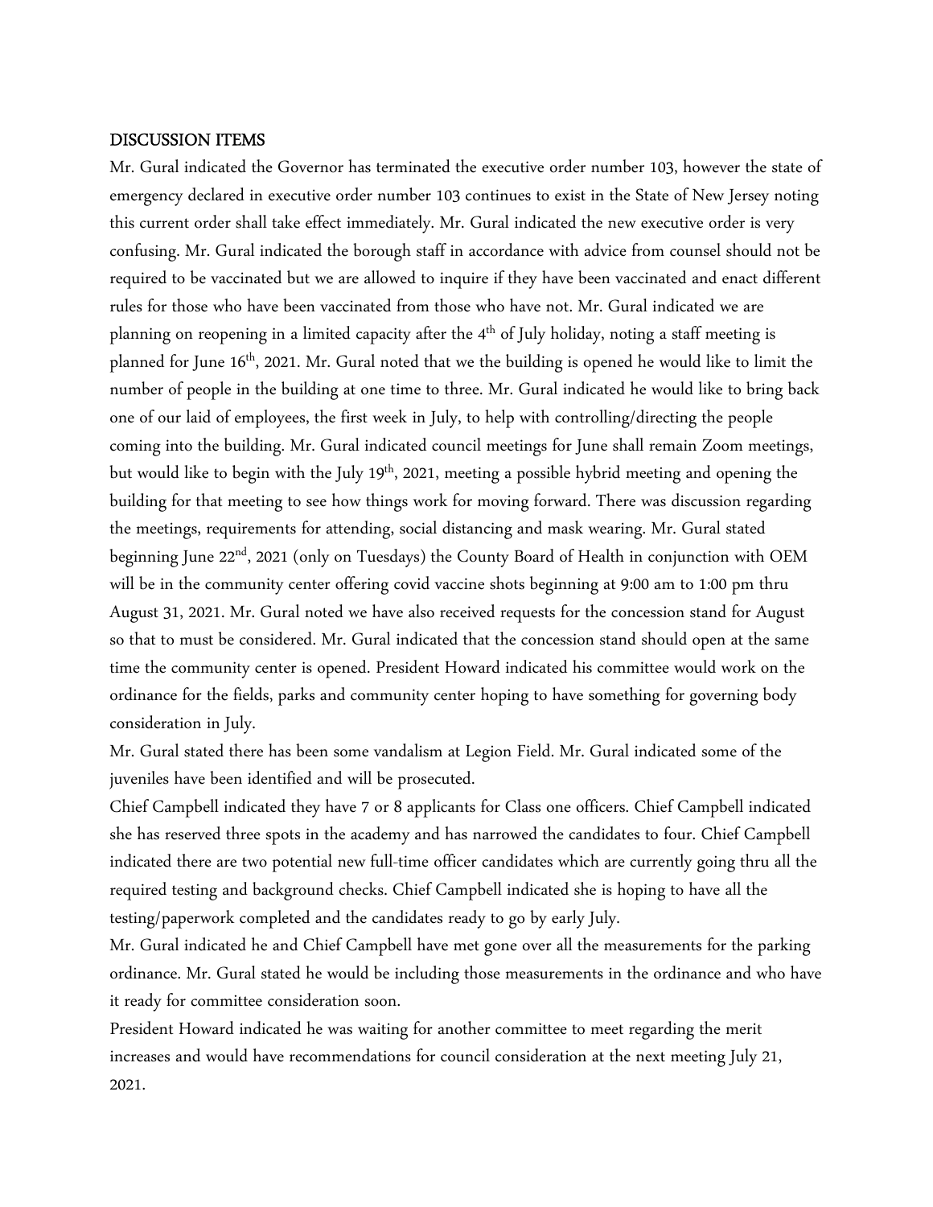## DISCUSSION ITEMS

Mr. Gural indicated the Governor has terminated the executive order number 103, however the state of emergency declared in executive order number 103 continues to exist in the State of New Jersey noting this current order shall take effect immediately. Mr. Gural indicated the new executive order is very confusing. Mr. Gural indicated the borough staff in accordance with advice from counsel should not be required to be vaccinated but we are allowed to inquire if they have been vaccinated and enact different rules for those who have been vaccinated from those who have not. Mr. Gural indicated we are planning on reopening in a limited capacity after the 4th of July holiday, noting a staff meeting is planned for June 16th, 2021. Mr. Gural noted that we the building is opened he would like to limit the number of people in the building at one time to three. Mr. Gural indicated he would like to bring back one of our laid of employees, the first week in July, to help with controlling/directing the people coming into the building. Mr. Gural indicated council meetings for June shall remain Zoom meetings, but would like to begin with the July 19th, 2021, meeting a possible hybrid meeting and opening the building for that meeting to see how things work for moving forward. There was discussion regarding the meetings, requirements for attending, social distancing and mask wearing. Mr. Gural stated beginning June 22nd, 2021 (only on Tuesdays) the County Board of Health in conjunction with OEM will be in the community center offering covid vaccine shots beginning at 9:00 am to 1:00 pm thru August 31, 2021. Mr. Gural noted we have also received requests for the concession stand for August so that to must be considered. Mr. Gural indicated that the concession stand should open at the same time the community center is opened. President Howard indicated his committee would work on the ordinance for the fields, parks and community center hoping to have something for governing body consideration in July.

Mr. Gural stated there has been some vandalism at Legion Field. Mr. Gural indicated some of the juveniles have been identified and will be prosecuted.

Chief Campbell indicated they have 7 or 8 applicants for Class one officers. Chief Campbell indicated she has reserved three spots in the academy and has narrowed the candidates to four. Chief Campbell indicated there are two potential new full-time officer candidates which are currently going thru all the required testing and background checks. Chief Campbell indicated she is hoping to have all the testing/paperwork completed and the candidates ready to go by early July.

Mr. Gural indicated he and Chief Campbell have met gone over all the measurements for the parking ordinance. Mr. Gural stated he would be including those measurements in the ordinance and who have it ready for committee consideration soon.

President Howard indicated he was waiting for another committee to meet regarding the merit increases and would have recommendations for council consideration at the next meeting July 21, 2021.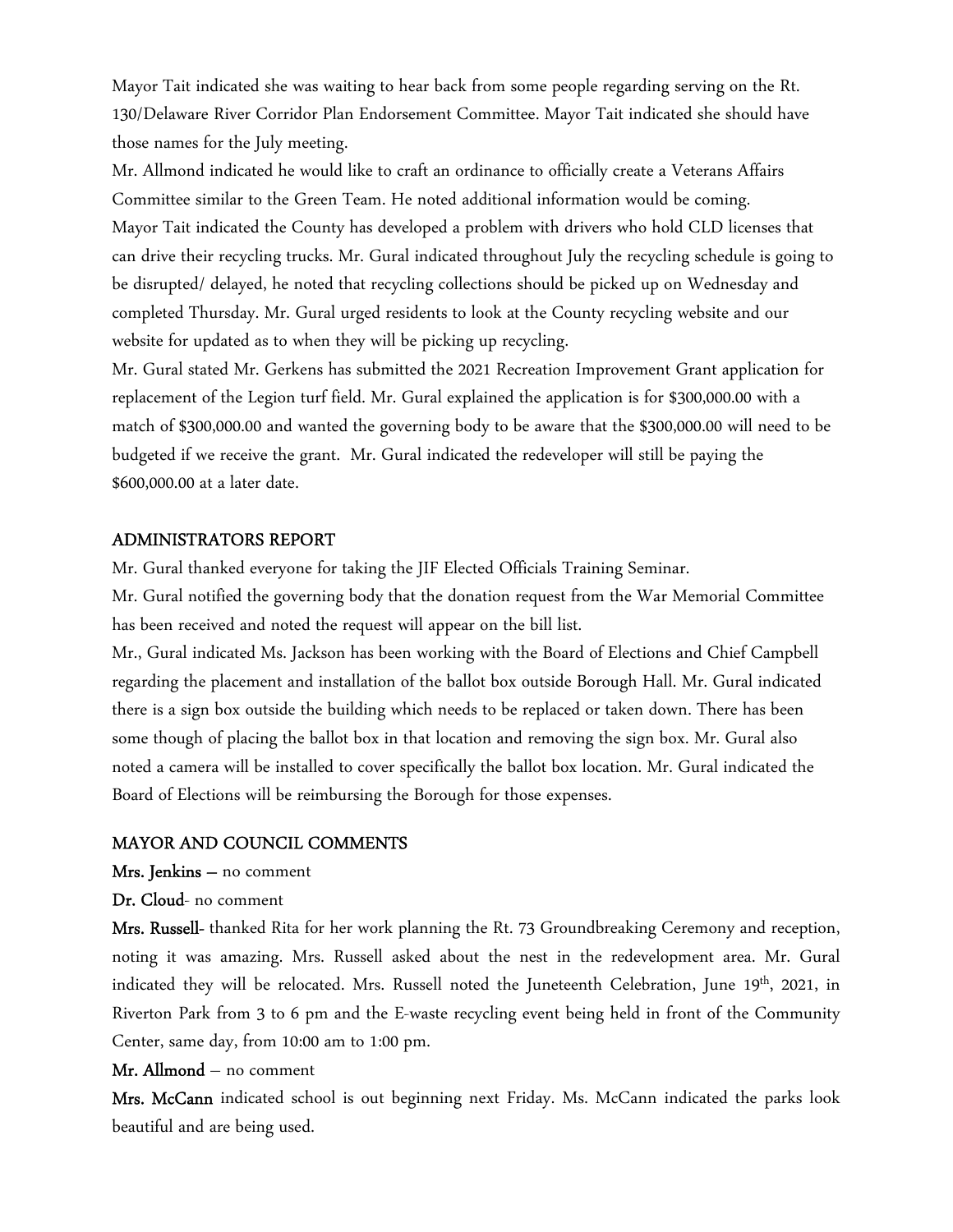Mayor Tait indicated she was waiting to hear back from some people regarding serving on the Rt. 130/Delaware River Corridor Plan Endorsement Committee. Mayor Tait indicated she should have those names for the July meeting.

Mr. Allmond indicated he would like to craft an ordinance to officially create a Veterans Affairs Committee similar to the Green Team. He noted additional information would be coming.

Mayor Tait indicated the County has developed a problem with drivers who hold CLD licenses that can drive their recycling trucks. Mr. Gural indicated throughout July the recycling schedule is going to be disrupted/ delayed, he noted that recycling collections should be picked up on Wednesday and completed Thursday. Mr. Gural urged residents to look at the County recycling website and our website for updated as to when they will be picking up recycling.

Mr. Gural stated Mr. Gerkens has submitted the 2021 Recreation Improvement Grant application for replacement of the Legion turf field. Mr. Gural explained the application is for $300,000.00 with a match of $300,000.00 and wanted the governing body to be aware that the $300,000.00 will need to be budgeted if we receive the grant. Mr. Gural indicated the redeveloper will still be paying the $600,000.00 at a later date.

## ADMINISTRATORS REPORT

Mr. Gural thanked everyone for taking the JIF Elected Officials Training Seminar.

Mr. Gural notified the governing body that the donation request from the War Memorial Committee has been received and noted the request will appear on the bill list.

Mr., Gural indicated Ms. Jackson has been working with the Board of Elections and Chief Campbell regarding the placement and installation of the ballot box outside Borough Hall. Mr. Gural indicated there is a sign box outside the building which needs to be replaced or taken down. There has been some though of placing the ballot box in that location and removing the sign box. Mr. Gural also noted a camera will be installed to cover specifically the ballot box location. Mr. Gural indicated the Board of Elections will be reimbursing the Borough for those expenses.

## MAYOR AND COUNCIL COMMENTS

**Mrs. Jenkins** – no comment

**Dr. Cloud**- no comment

**Mrs. Russell**- thanked Rita for her work planning the Rt. 73 Groundbreaking Ceremony and reception, noting it was amazing. Mrs. Russell asked about the nest in the redevelopment area. Mr. Gural indicated they will be relocated. Mrs. Russell noted the Juneteenth Celebration, June 19th, 2021, in Riverton Park from 3 to 6 pm and the E-waste recycling event being held in front of the Community Center, same day, from 10:00 am to 1:00 pm.

**Mr. Allmond** – no comment

**Mrs. McCann** indicated school is out beginning next Friday. Ms. McCann indicated the parks look beautiful and are being used.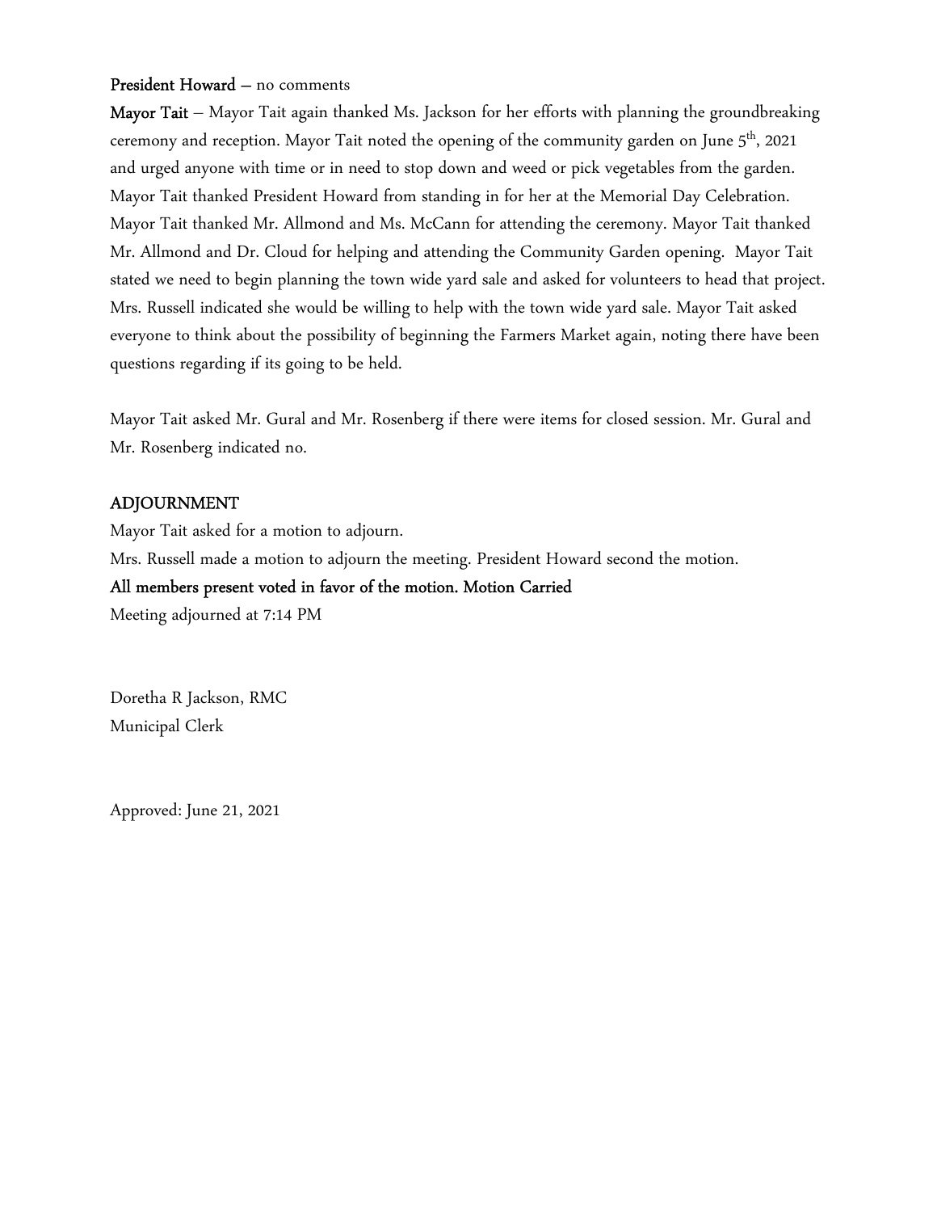**President Howard** – no comments

**Mayor Tait** – Mayor Tait again thanked Ms. Jackson for her efforts with planning the groundbreaking ceremony and reception. Mayor Tait noted the opening of the community garden on June 5th, 2021 and urged anyone with time or in need to stop down and weed or pick vegetables from the garden. Mayor Tait thanked President Howard from standing in for her at the Memorial Day Celebration. Mayor Tait thanked Mr. Allmond and Ms. McCann for attending the ceremony. Mayor Tait thanked Mr. Allmond and Dr. Cloud for helping and attending the Community Garden opening. Mayor Tait stated we need to begin planning the town wide yard sale and asked for volunteers to head that project. Mrs. Russell indicated she would be willing to help with the town wide yard sale. Mayor Tait asked everyone to think about the possibility of beginning the Farmers Market again, noting there have been questions regarding if its going to be held.

Mayor Tait asked Mr. Gural and Mr. Rosenberg if there were items for closed session. Mr. Gural and Mr. Rosenberg indicated no.

## ADJOURNMENT

Mayor Tait asked for a motion to adjourn.

Mrs. Russell made a motion to adjourn the meeting. President Howard second the motion.

**All members present voted in favor of the motion. Motion Carried**

Meeting adjourned at 7:14 PM

Doretha R Jackson, RMC
Municipal Clerk

Approved: June 21, 2021